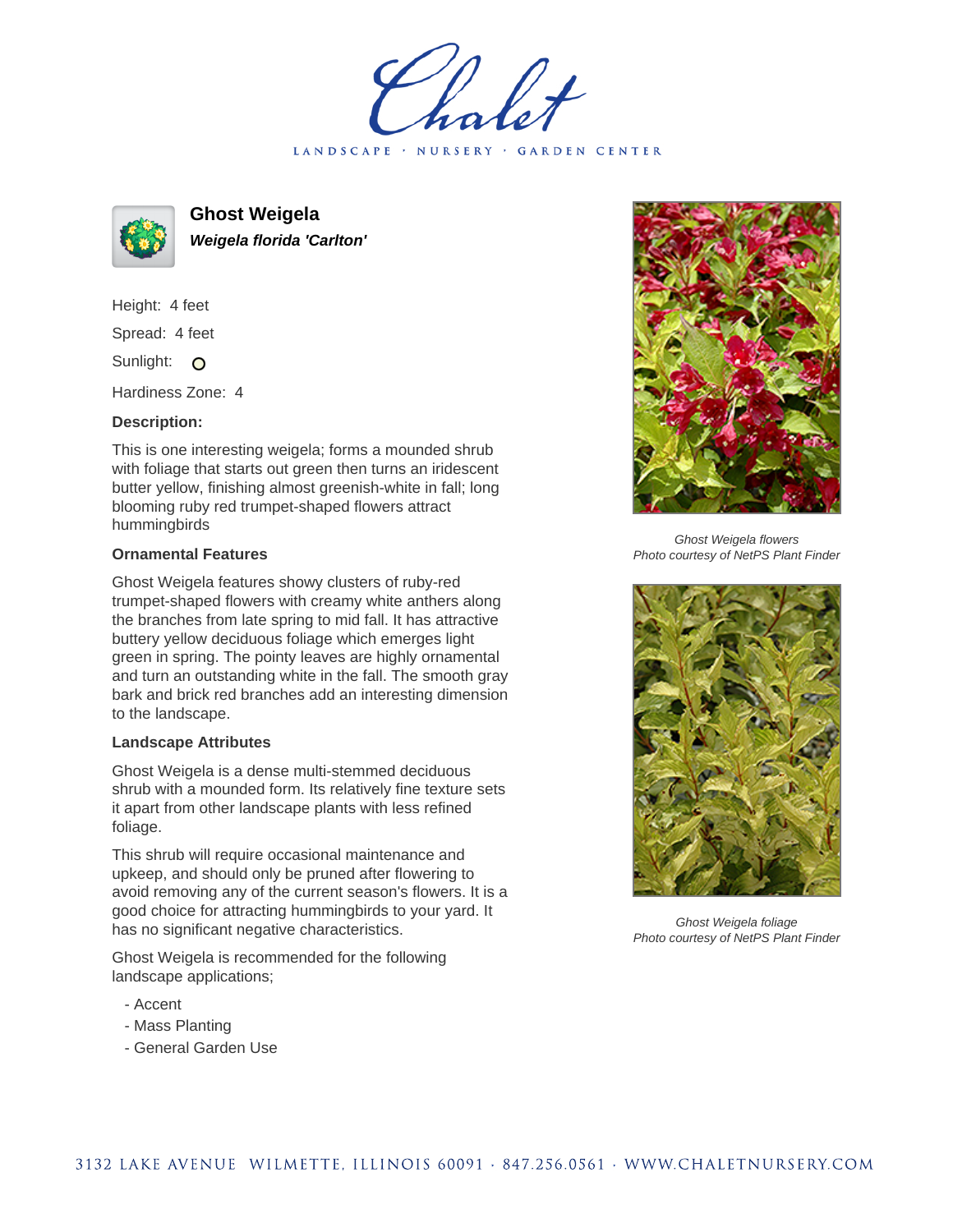# Ghost Weigela

***Weigela florida 'Carlton'***

Height: 4 feet

Spread: 4 feet

Sunlight:

Hardiness Zone: 4

**Description:**

This is one interesting weigela; forms a mounded shrub with foliage that starts out green then turns an iridescent butter yellow, finishing almost greenish-white in fall; long blooming ruby red trumpet-shaped flowers attract hummingbirds

### Ornamental Features

Ghost Weigela features showy clusters of ruby-red trumpet-shaped flowers with creamy white anthers along the branches from late spring to mid fall. It has attractive buttery yellow deciduous foliage which emerges light green in spring. The pointy leaves are highly ornamental and turn an outstanding white in the fall. The smooth gray bark and brick red branches add an interesting dimension to the landscape.

### Landscape Attributes

Ghost Weigela is a dense multi-stemmed deciduous shrub with a mounded form. Its relatively fine texture sets it apart from other landscape plants with less refined foliage.

This shrub will require occasional maintenance and upkeep, and should only be pruned after flowering to avoid removing any of the current season's flowers. It is a good choice for attracting hummingbirds to your yard. It has no significant negative characteristics.

Ghost Weigela is recommended for the following landscape applications;

- Accent
- Mass Planting
- General Garden Use

*Ghost Weigela flowers*
*Photo courtesy of NetPS Plant Finder*

*Ghost Weigela foliage*
*Photo courtesy of NetPS Plant Finder*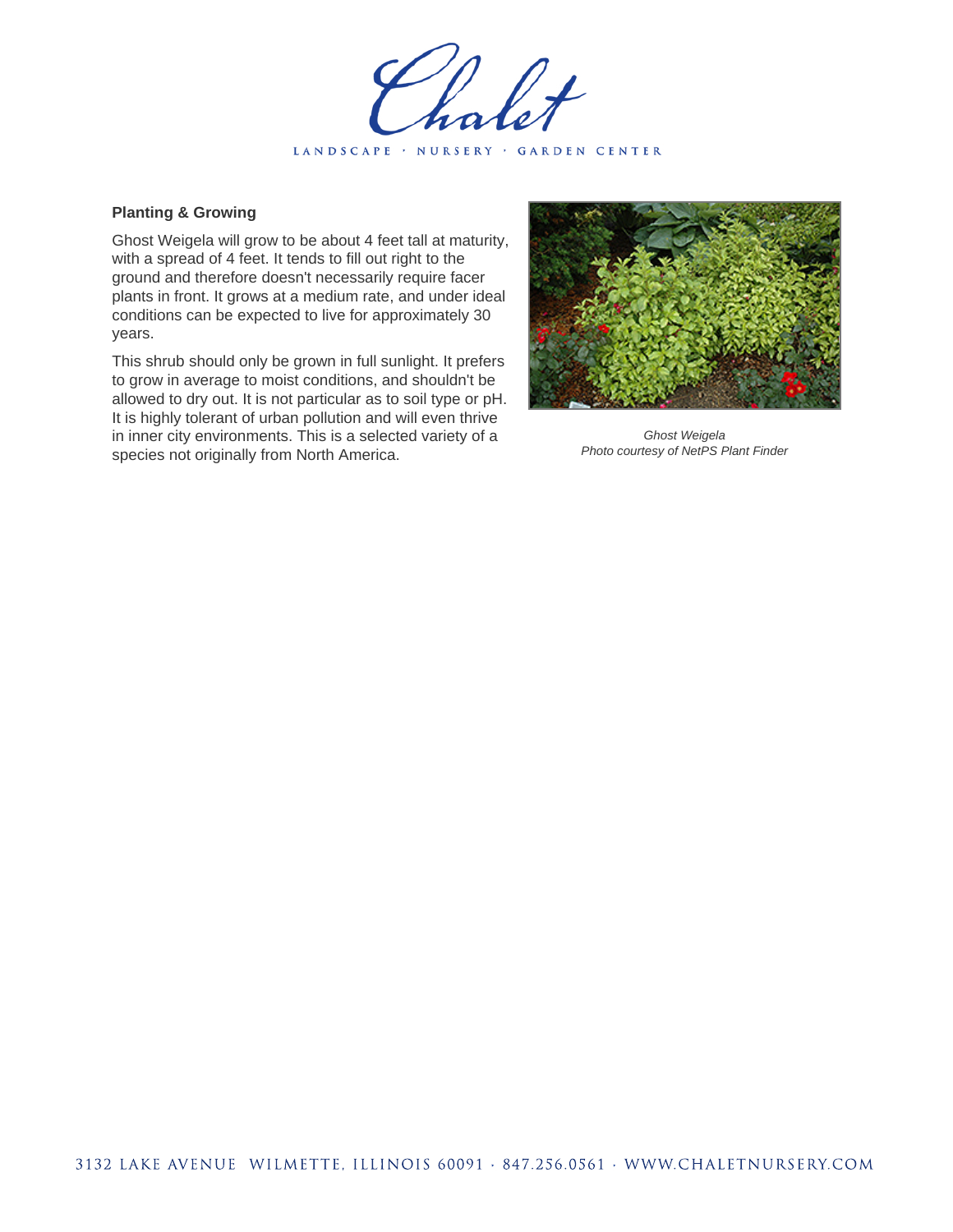### Planting & Growing

Ghost Weigela will grow to be about 4 feet tall at maturity, with a spread of 4 feet. It tends to fill out right to the ground and therefore doesn't necessarily require facer plants in front. It grows at a medium rate, and under ideal conditions can be expected to live for approximately 30 years.

This shrub should only be grown in full sunlight. It prefers to grow in average to moist conditions, and shouldn't be allowed to dry out. It is not particular as to soil type or pH. It is highly tolerant of urban pollution and will even thrive in inner city environments. This is a selected variety of a species not originally from North America.

*Ghost Weigela*
*Photo courtesy of NetPS Plant Finder*